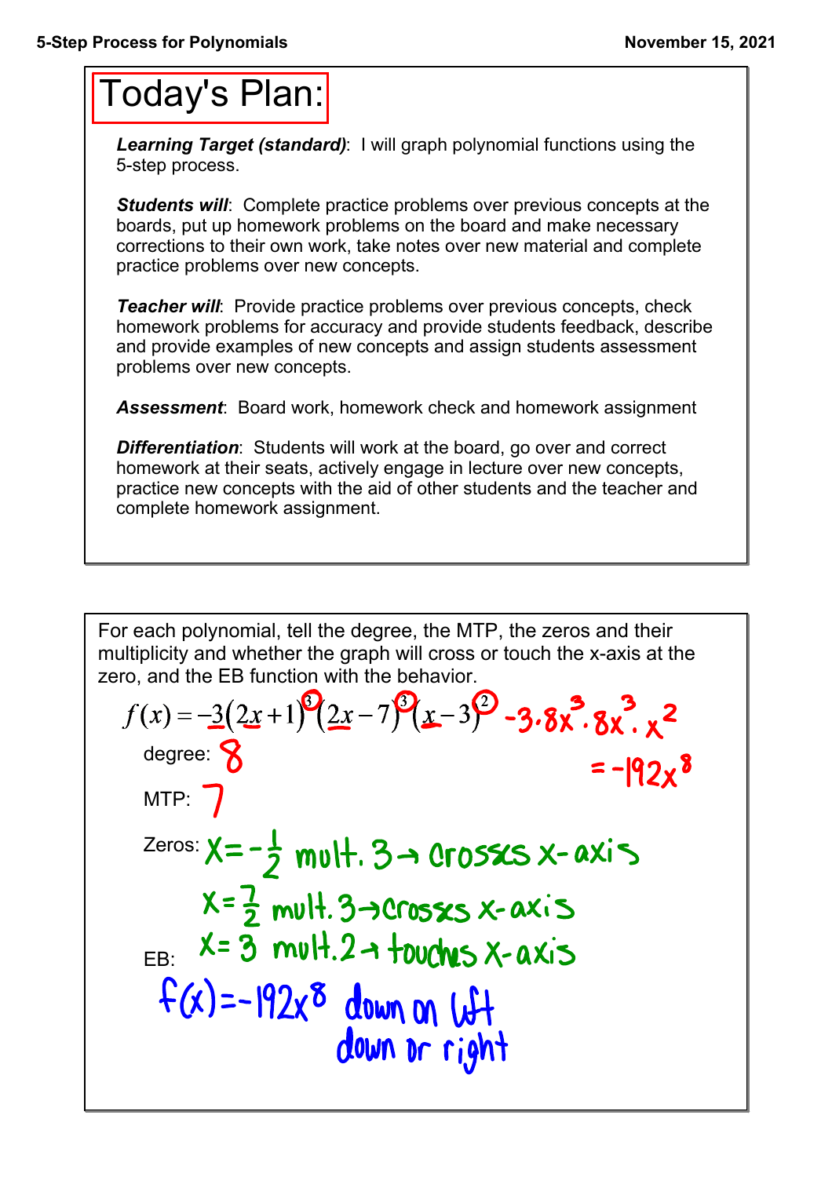# Today's Plan:

***Learning Target (standard)***: I will graph polynomial functions using the 5-step process.

***Students will***: Complete practice problems over previous concepts at the boards, put up homework problems on the board and make necessary corrections to their own work, take notes over new material and complete practice problems over new concepts.

***Teacher will***: Provide practice problems over previous concepts, check homework problems for accuracy and provide students feedback, describe and provide examples of new concepts and assign students assessment problems over new concepts.

***Assessment***: Board work, homework check and homework assignment

***Differentiation***: Students will work at the board, go over and correct homework at their seats, actively engage in lecture over new concepts, practice new concepts with the aid of other students and the teacher and complete homework assignment.

---

For each polynomial, tell the degree, the MTP, the zeros and their multiplicity and whether the graph will cross or touch the x-axis at the zero, and the EB function with the behavior.

$$f(x) = -3(2x+1)^3(2x-7)^3(x-3)^2$$

$-3 \cdot 8x^3 \cdot 8x^3 \cdot x^2$

$= -192x^8$

degree: 8

MTP: 7

Zeros: $x = -\frac{1}{2}$ mult. 3 → crosses x-axis

$x = \frac{7}{2}$ mult. 3 → crosses x-axis

$x = 3$ mult. 2 → touches x-axis

EB:

$f(x) = -192x^8$ down on left

down on right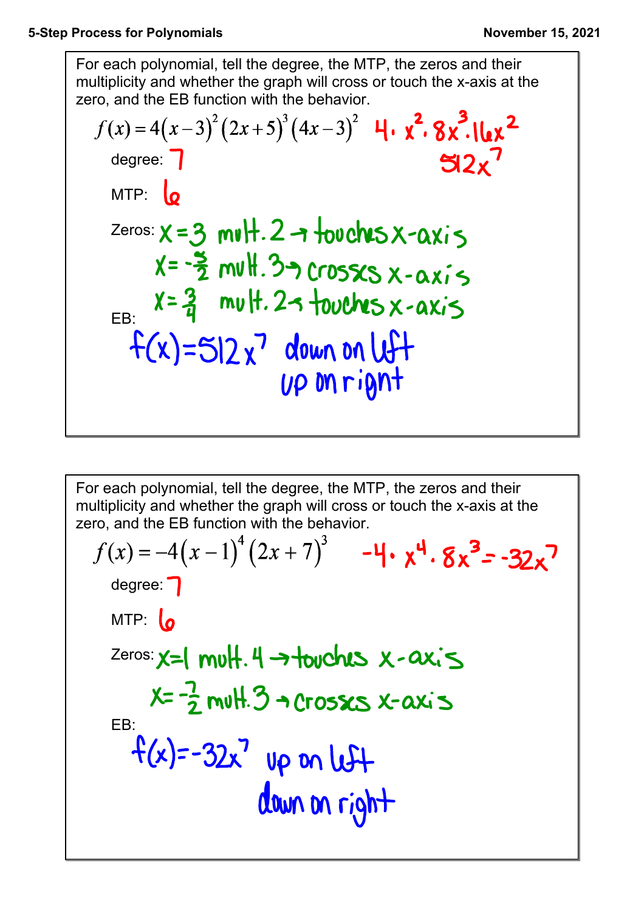For each polynomial, tell the degree, the MTP, the zeros and their multiplicity and whether the graph will cross or touch the x-axis at the zero, and the EB function with the behavior.

$$f(x) = 4(x-3)^2(2x+5)^3(4x-3)^2$$

$4 \cdot x^2 \cdot 8x^3 \cdot 16x^2$

$512x^7$

degree: 7

MTP: 6

Zeros: $x = 3$ mult. 2 → touches x-axis

$x = -\frac{5}{2}$ mult. 3 → crosses x-axis

$x = \frac{3}{4}$ mult. 2 → touches x-axis

EB:

$f(x) = 512x^7$ down on left

up on right

---

For each polynomial, tell the degree, the MTP, the zeros and their multiplicity and whether the graph will cross or touch the x-axis at the zero, and the EB function with the behavior.

$$f(x) = -4(x-1)^4(2x+7)^3$$

$-4 \cdot x^4 \cdot 8x^3 = -32x^7$

degree: 7

MTP: 6

Zeros: $x = 1$ mult. 4 → touches x-axis

$x = -\frac{7}{2}$ mult. 3 → crosses x-axis

EB:

$f(x) = -32x^7$ up on left

down on right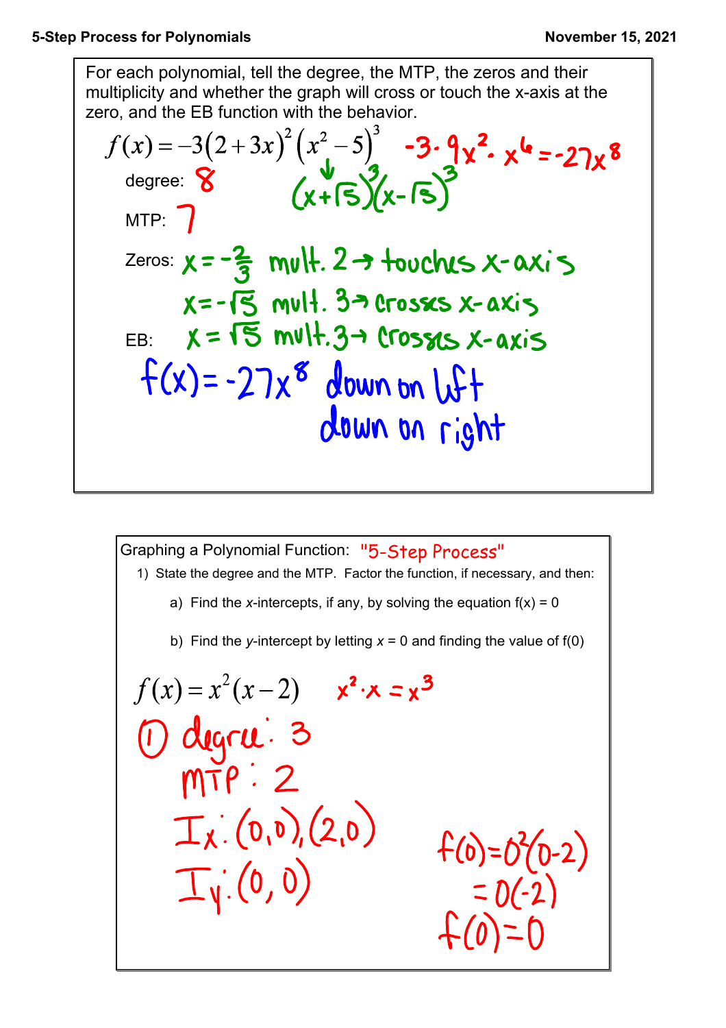For each polynomial, tell the degree, the MTP, the zeros and their multiplicity and whether the graph will cross or touch the x-axis at the zero, and the EB function with the behavior.

$$f(x) = -3(2+3x)^2(x^2-5)^3$$

$-3 \cdot 9x^2 \cdot x^6 = -27x^8$

$(x+\sqrt{5})^3(x-\sqrt{5})^3$

degree: 8

MTP: 7

Zeros: $x = -\frac{2}{3}$ mult. 2 → touches x-axis

$x = -\sqrt{5}$ mult. 3 → crosses x-axis

$x = \sqrt{5}$ mult. 3 → crosses x-axis

EB:

$f(x) = -27x^8$ down on left, down on right

---

Graphing a Polynomial Function: "5-Step Process"

1) State the degree and the MTP. Factor the function, if necessary, and then:

   a) Find the *x*-intercepts, if any, by solving the equation f(x) = 0

   b) Find the *y*-intercept by letting $x = 0$ and finding the value of f(0)

$$f(x) = x^2(x-2)$$

$x^2 \cdot x = x^3$

① degree: 3

MTP: 2

$I_x$: $(0,0), (2,0)$

$I_y$: $(0,0)$

$f(0) = 0^2(0-2)$

$= 0(-2)$

$f(0) = 0$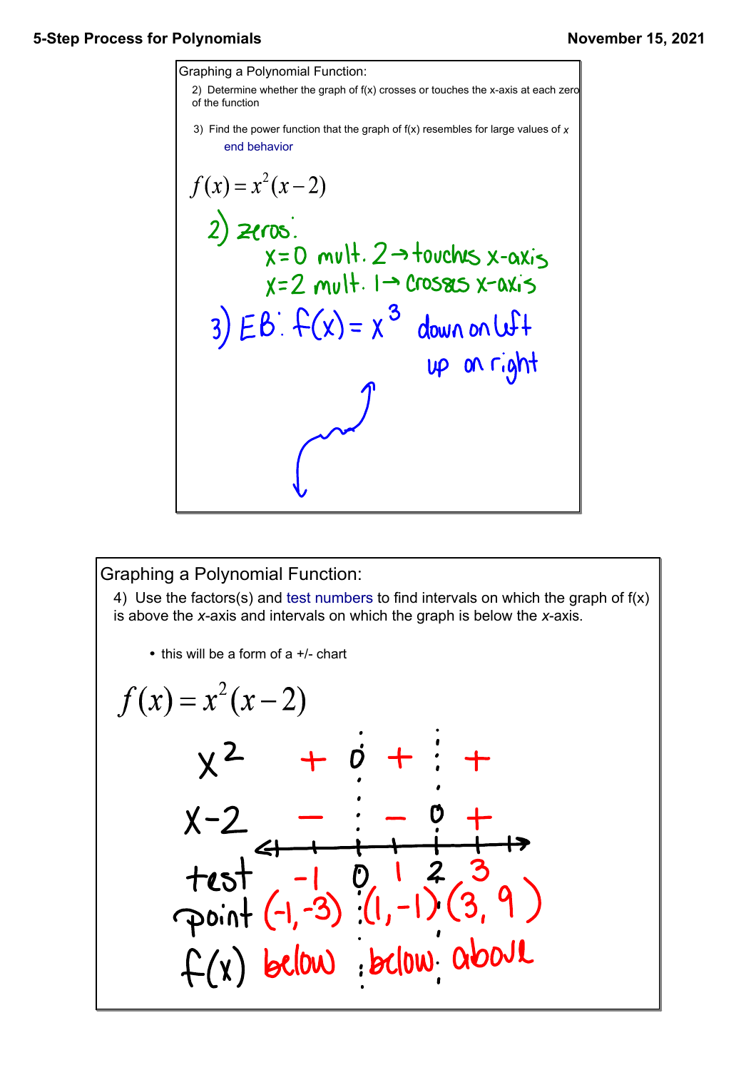# 5-Step Process for Polynomials

November 15, 2021

## Graphing a Polynomial Function:

2) Determine whether the graph of f(x) crosses or touches the x-axis at each zero of the function

3) Find the power function that the graph of f(x) resembles for large values of *x*

end behavior

$$f(x) = x^2(x-2)$$

2) zeros:

$x=0$ mult. 2 → touches x-axis

$x=2$ mult. 1 → crosses x-axis

3) EB: $f(x) = x^3$ down on left, up on right

## Graphing a Polynomial Function:

4) Use the factors(s) and test numbers to find intervals on which the graph of f(x) is above the *x*-axis and intervals on which the graph is below the *x*-axis.

- this will be a form of a +/- chart

$$f(x) = x^2(x-2)$$

| | | 0 | | 2 | |
|---|---|---|---|---|---|
| $x^2$ | + | 0 | + | | + |
| $x-2$ | − | | − | 0 | + |
| test | −1 | 0 | 1 | 2 | 3 |
| point | (−1, −3) | | (1, −1) | | (3, 9) |
| f(x) | below | | below | | above |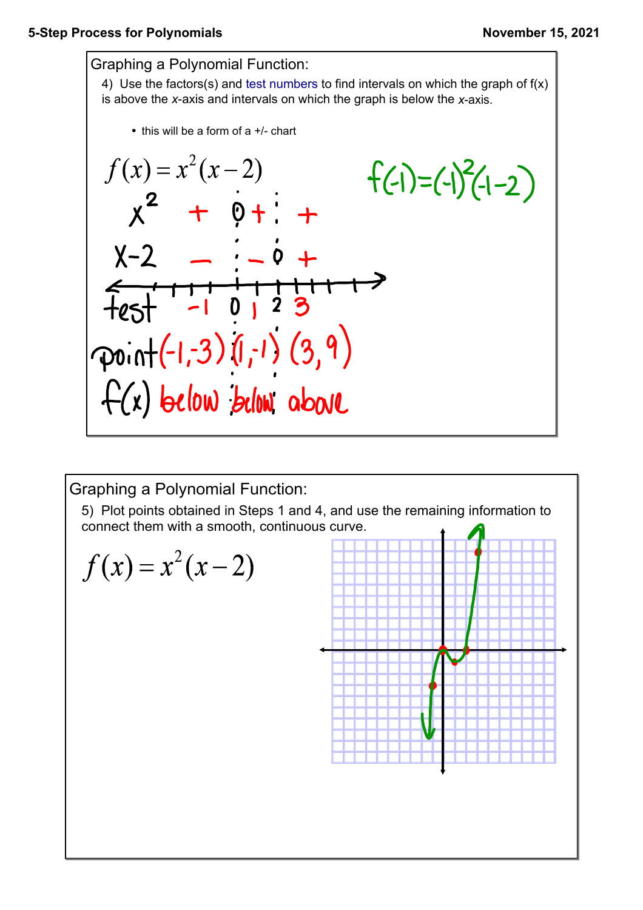## Graphing a Polynomial Function:

4) Use the factors(s) and test numbers to find intervals on which the graph of f(x) is above the *x*-axis and intervals on which the graph is below the *x*-axis.

- this will be a form of a +/- chart

$$f(x) = x^2(x-2)$$

$f(-1)=(-1)^2(-1-2)$

| | | 0 | | 2 | |
|---|---|---|---|---|---|
| $x^2$ | + | 0 | + | | + |
| $x-2$ | − | | − | 0 | + |
| test | −1 | 0 | 1 | 2 | 3 |
| point | (−1,−3) | | (1,−1) | | (3,9) |
| f(x) | below | | below | | above |

## Graphing a Polynomial Function:

5) Plot points obtained in Steps 1 and 4, and use the remaining information to connect them with a smooth, continuous curve.

$$f(x) = x^2(x-2)$$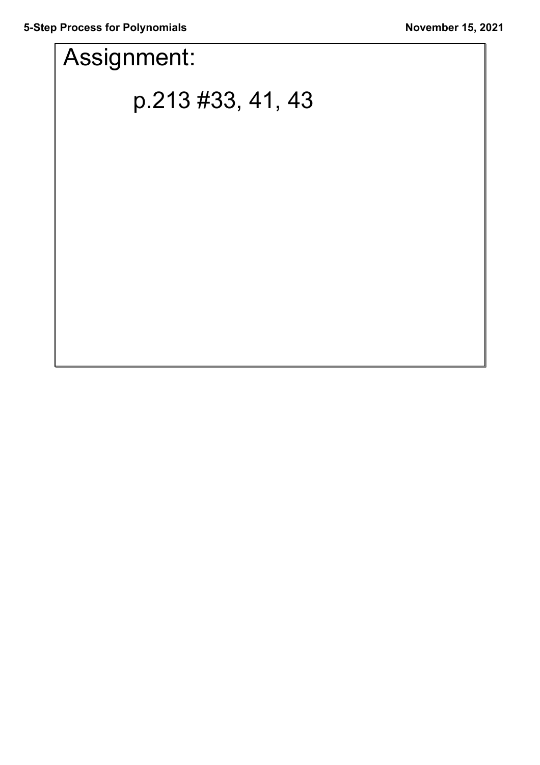Assignment:

p.213 #33, 41, 43